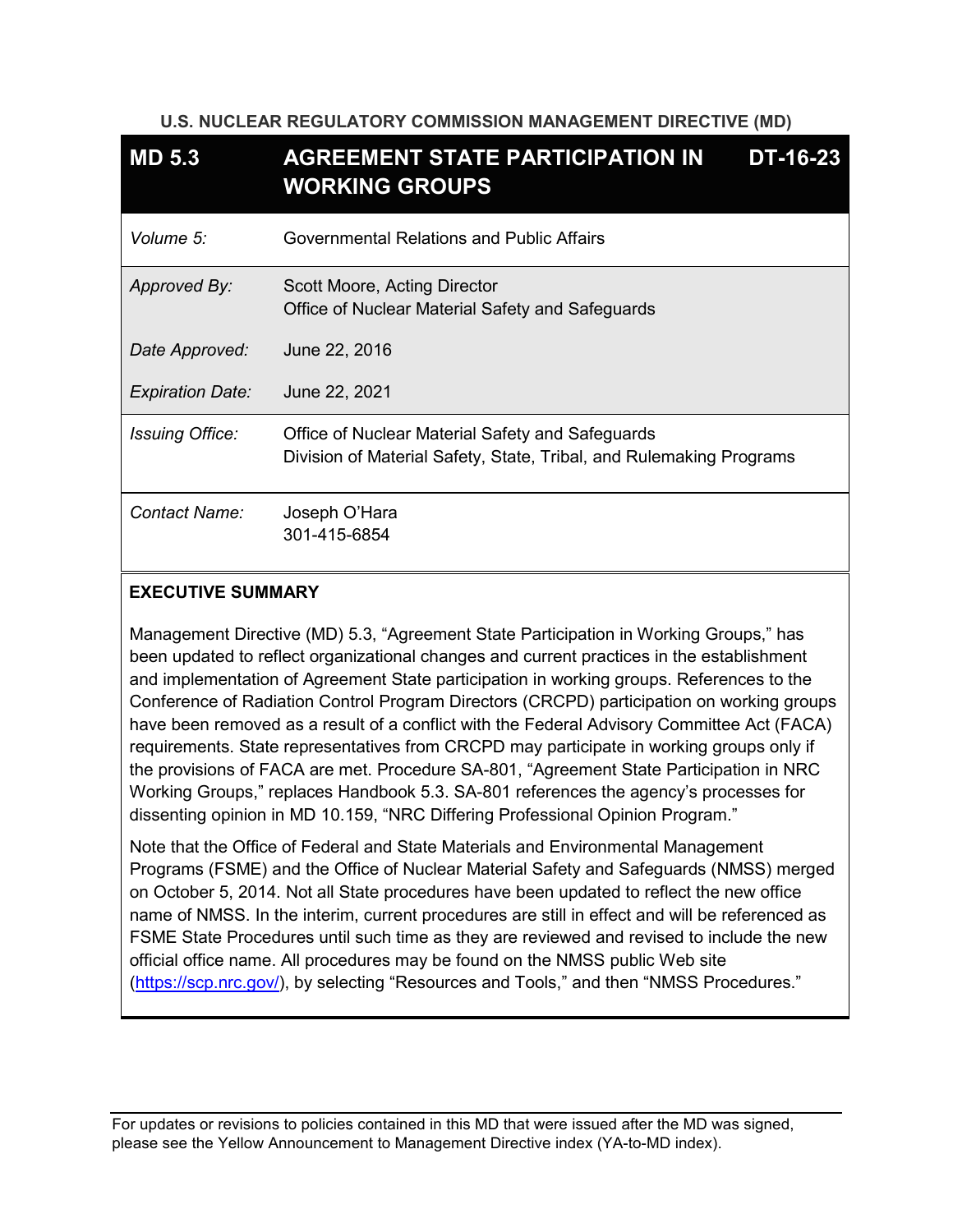**U.S. NUCLEAR REGULATORY COMMISSION MANAGEMENT DIRECTIVE (MD)**

| **MD 5.3** | **AGREEMENT STATE PARTICIPATION IN WORKING GROUPS** | **DT-16-23** |
|---|---|---|
| *Volume 5:* | Governmental Relations and Public Affairs | |
| *Approved By:* | Scott Moore, Acting Director<br>Office of Nuclear Material Safety and Safeguards | |
| *Date Approved:* | June 22, 2016 | |
| *Expiration Date:* | June 22, 2021 | |
| *Issuing Office:* | Office of Nuclear Material Safety and Safeguards<br>Division of Material Safety, State, Tribal, and Rulemaking Programs | |
| *Contact Name:* | Joseph O'Hara<br>301-415-6854 | |

**EXECUTIVE SUMMARY**

Management Directive (MD) 5.3, "Agreement State Participation in Working Groups," has been updated to reflect organizational changes and current practices in the establishment and implementation of Agreement State participation in working groups. References to the Conference of Radiation Control Program Directors (CRCPD) participation on working groups have been removed as a result of a conflict with the Federal Advisory Committee Act (FACA) requirements. State representatives from CRCPD may participate in working groups only if the provisions of FACA are met. Procedure SA-801, "Agreement State Participation in NRC Working Groups," replaces Handbook 5.3. SA-801 references the agency's processes for dissenting opinion in MD 10.159, "NRC Differing Professional Opinion Program."

Note that the Office of Federal and State Materials and Environmental Management Programs (FSME) and the Office of Nuclear Material Safety and Safeguards (NMSS) merged on October 5, 2014. Not all State procedures have been updated to reflect the new office name of NMSS. In the interim, current procedures are still in effect and will be referenced as FSME State Procedures until such time as they are reviewed and revised to include the new official office name. All procedures may be found on the NMSS public Web site (https://scp.nrc.gov/), by selecting "Resources and Tools," and then "NMSS Procedures."

For updates or revisions to policies contained in this MD that were issued after the MD was signed, please see the Yellow Announcement to Management Directive index (YA-to-MD index).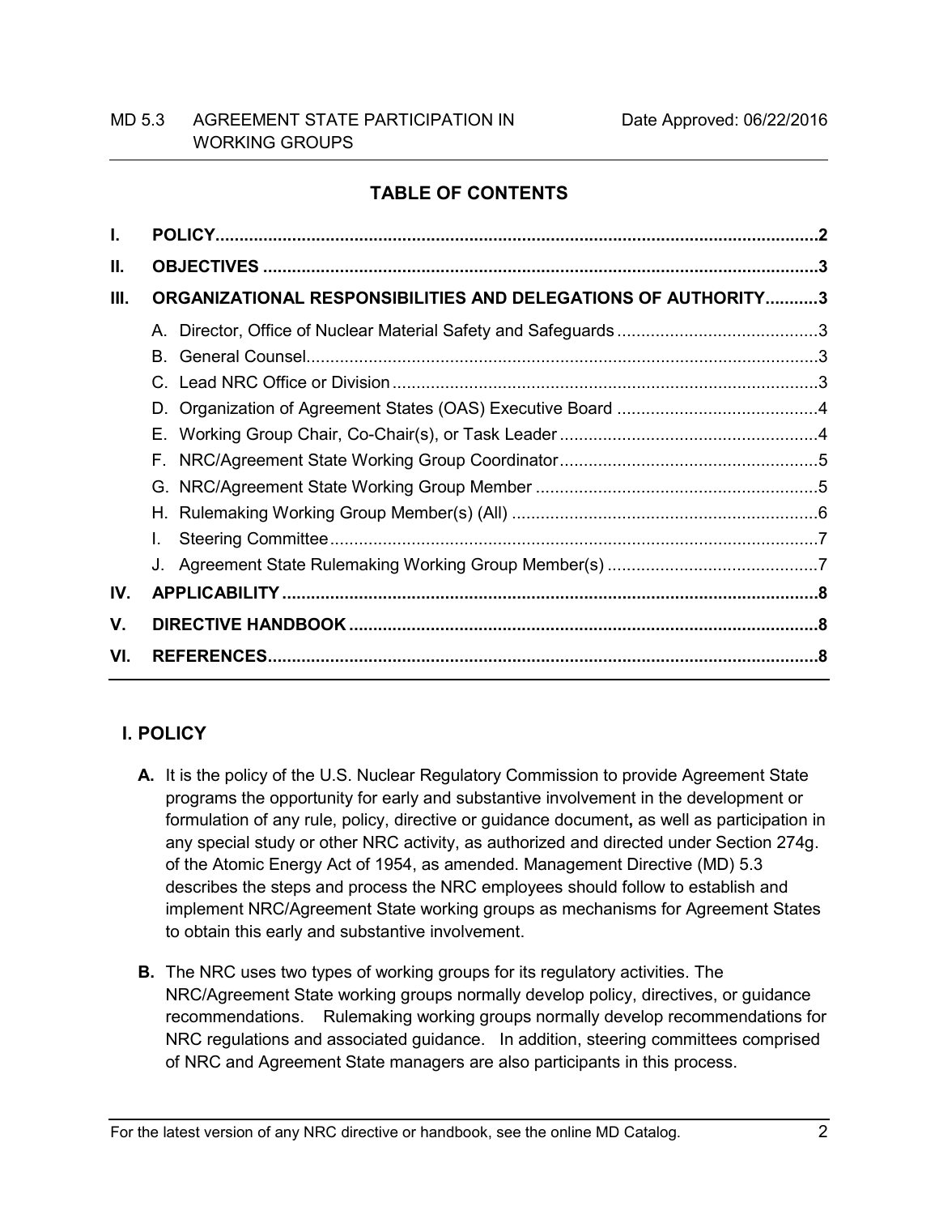## TABLE OF CONTENTS

I. POLICY ... 2

II. OBJECTIVES ... 3

III. ORGANIZATIONAL RESPONSIBILITIES AND DELEGATIONS OF AUTHORITY ... 3

- A. Director, Office of Nuclear Material Safety and Safeguards ... 3
- B. General Counsel ... 3
- C. Lead NRC Office or Division ... 3
- D. Organization of Agreement States (OAS) Executive Board ... 4
- E. Working Group Chair, Co-Chair(s), or Task Leader ... 4
- F. NRC/Agreement State Working Group Coordinator ... 5
- G. NRC/Agreement State Working Group Member ... 5
- H. Rulemaking Working Group Member(s) (All) ... 6
- I. Steering Committee ... 7
- J. Agreement State Rulemaking Working Group Member(s) ... 7

IV. APPLICABILITY ... 8

V. DIRECTIVE HANDBOOK ... 8

VI. REFERENCES ... 8

## I. POLICY

**A.** It is the policy of the U.S. Nuclear Regulatory Commission to provide Agreement State programs the opportunity for early and substantive involvement in the development or formulation of any rule, policy, directive or guidance document**,** as well as participation in any special study or other NRC activity, as authorized and directed under Section 274g. of the Atomic Energy Act of 1954, as amended. Management Directive (MD) 5.3 describes the steps and process the NRC employees should follow to establish and implement NRC/Agreement State working groups as mechanisms for Agreement States to obtain this early and substantive involvement.

**B.** The NRC uses two types of working groups for its regulatory activities. The NRC/Agreement State working groups normally develop policy, directives, or guidance recommendations. Rulemaking working groups normally develop recommendations for NRC regulations and associated guidance. In addition, steering committees comprised of NRC and Agreement State managers are also participants in this process.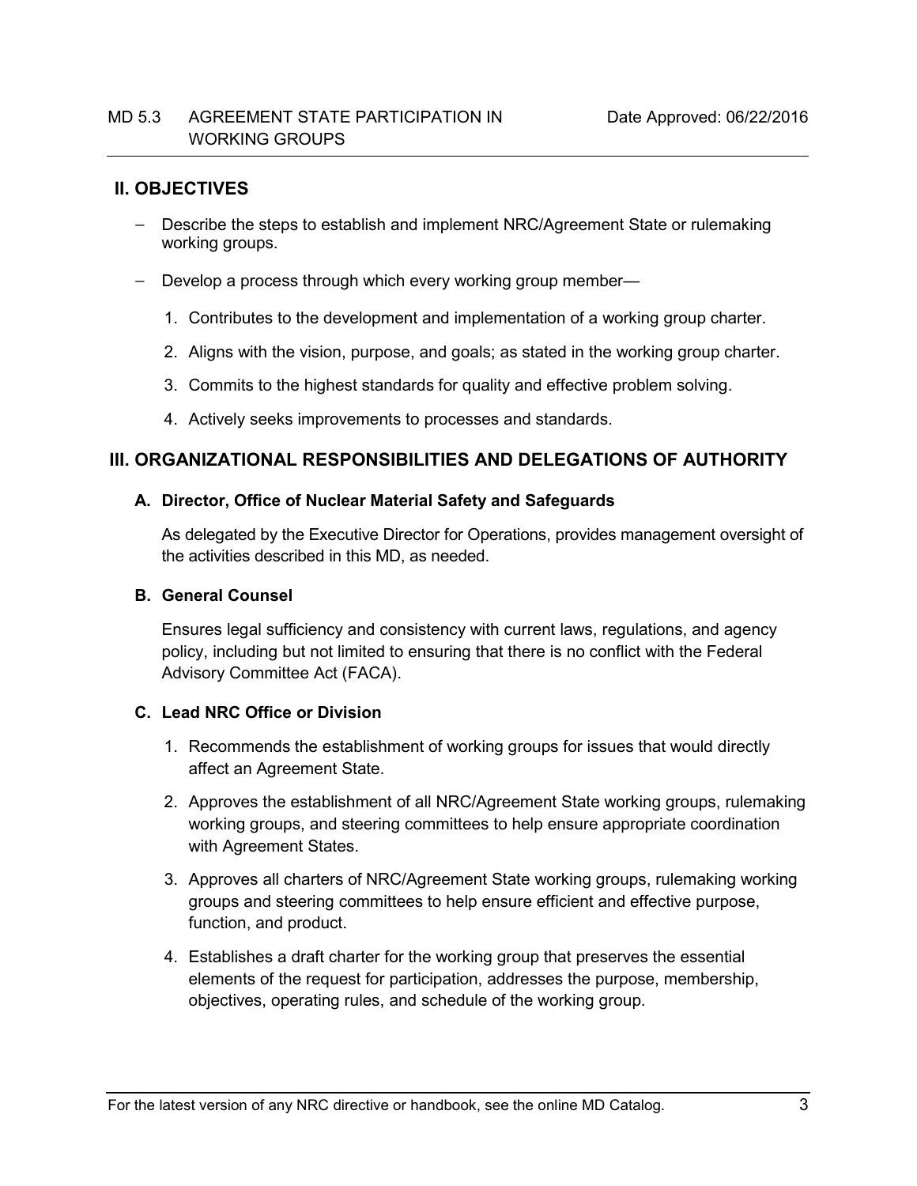## II. OBJECTIVES

- Describe the steps to establish and implement NRC/Agreement State or rulemaking working groups.
- Develop a process through which every working group member—
  1. Contributes to the development and implementation of a working group charter.
  2. Aligns with the vision, purpose, and goals; as stated in the working group charter.
  3. Commits to the highest standards for quality and effective problem solving.
  4. Actively seeks improvements to processes and standards.

## III. ORGANIZATIONAL RESPONSIBILITIES AND DELEGATIONS OF AUTHORITY

### A. Director, Office of Nuclear Material Safety and Safeguards

As delegated by the Executive Director for Operations, provides management oversight of the activities described in this MD, as needed.

### B. General Counsel

Ensures legal sufficiency and consistency with current laws, regulations, and agency policy, including but not limited to ensuring that there is no conflict with the Federal Advisory Committee Act (FACA).

### C. Lead NRC Office or Division

1. Recommends the establishment of working groups for issues that would directly affect an Agreement State.
2. Approves the establishment of all NRC/Agreement State working groups, rulemaking working groups, and steering committees to help ensure appropriate coordination with Agreement States.
3. Approves all charters of NRC/Agreement State working groups, rulemaking working groups and steering committees to help ensure efficient and effective purpose, function, and product.
4. Establishes a draft charter for the working group that preserves the essential elements of the request for participation, addresses the purpose, membership, objectives, operating rules, and schedule of the working group.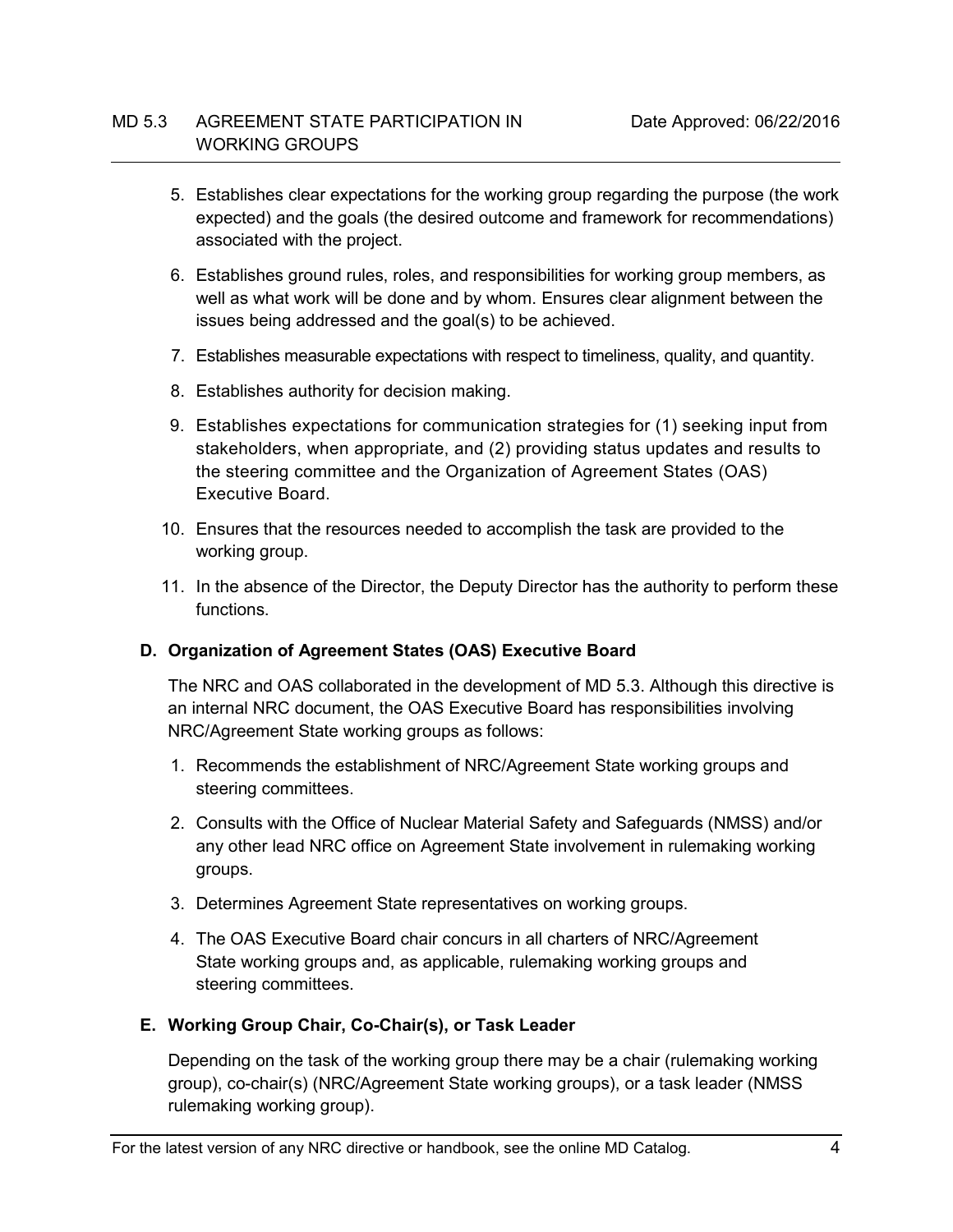5. Establishes clear expectations for the working group regarding the purpose (the work expected) and the goals (the desired outcome and framework for recommendations) associated with the project.

6. Establishes ground rules, roles, and responsibilities for working group members, as well as what work will be done and by whom. Ensures clear alignment between the issues being addressed and the goal(s) to be achieved.

7. Establishes measurable expectations with respect to timeliness, quality, and quantity.

8. Establishes authority for decision making.

9. Establishes expectations for communication strategies for (1) seeking input from stakeholders, when appropriate, and (2) providing status updates and results to the steering committee and the Organization of Agreement States (OAS) Executive Board.

10. Ensures that the resources needed to accomplish the task are provided to the working group.

11. In the absence of the Director, the Deputy Director has the authority to perform these functions.

### D. Organization of Agreement States (OAS) Executive Board

The NRC and OAS collaborated in the development of MD 5.3. Although this directive is an internal NRC document, the OAS Executive Board has responsibilities involving NRC/Agreement State working groups as follows:

1. Recommends the establishment of NRC/Agreement State working groups and steering committees.

2. Consults with the Office of Nuclear Material Safety and Safeguards (NMSS) and/or any other lead NRC office on Agreement State involvement in rulemaking working groups.

3. Determines Agreement State representatives on working groups.

4. The OAS Executive Board chair concurs in all charters of NRC/Agreement State working groups and, as applicable, rulemaking working groups and steering committees.

### E. Working Group Chair, Co-Chair(s), or Task Leader

Depending on the task of the working group there may be a chair (rulemaking working group), co-chair(s) (NRC/Agreement State working groups), or a task leader (NMSS rulemaking working group).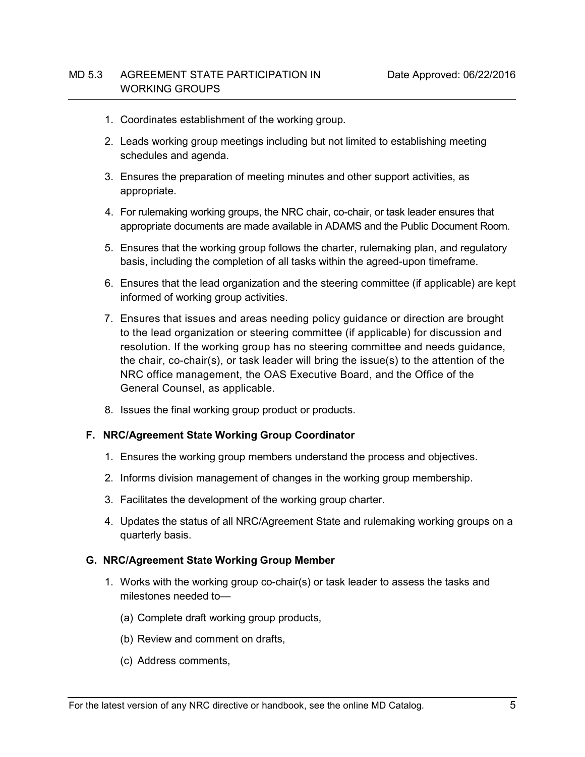1. Coordinates establishment of the working group.
2. Leads working group meetings including but not limited to establishing meeting schedules and agenda.
3. Ensures the preparation of meeting minutes and other support activities, as appropriate.
4. For rulemaking working groups, the NRC chair, co-chair, or task leader ensures that appropriate documents are made available in ADAMS and the Public Document Room.
5. Ensures that the working group follows the charter, rulemaking plan, and regulatory basis, including the completion of all tasks within the agreed-upon timeframe.
6. Ensures that the lead organization and the steering committee (if applicable) are kept informed of working group activities.
7. Ensures that issues and areas needing policy guidance or direction are brought to the lead organization or steering committee (if applicable) for discussion and resolution. If the working group has no steering committee and needs guidance, the chair, co-chair(s), or task leader will bring the issue(s) to the attention of the NRC office management, the OAS Executive Board, and the Office of the General Counsel, as applicable.
8. Issues the final working group product or products.

### F. NRC/Agreement State Working Group Coordinator

1. Ensures the working group members understand the process and objectives.
2. Informs division management of changes in the working group membership.
3. Facilitates the development of the working group charter.
4. Updates the status of all NRC/Agreement State and rulemaking working groups on a quarterly basis.

### G. NRC/Agreement State Working Group Member

1. Works with the working group co-chair(s) or task leader to assess the tasks and milestones needed to—
   (a) Complete draft working group products,
   (b) Review and comment on drafts,
   (c) Address comments,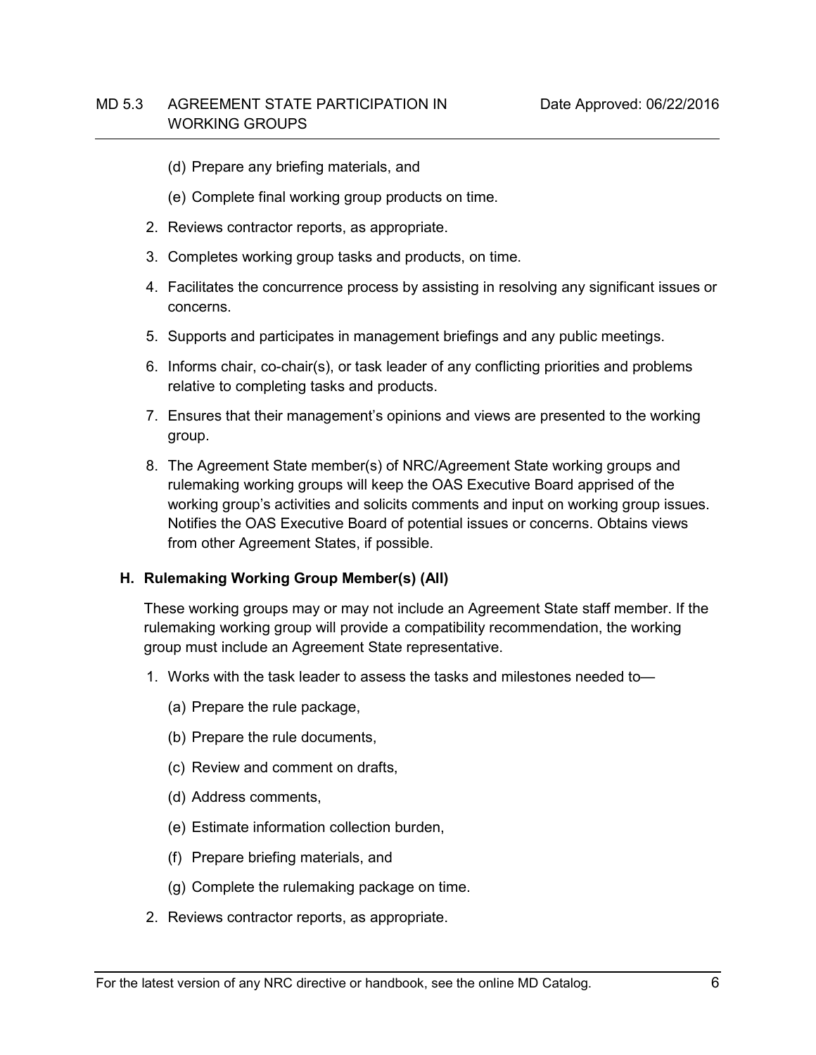(d) Prepare any briefing materials, and

   (e) Complete final working group products on time.

2. Reviews contractor reports, as appropriate.

3. Completes working group tasks and products, on time.

4. Facilitates the concurrence process by assisting in resolving any significant issues or concerns.

5. Supports and participates in management briefings and any public meetings.

6. Informs chair, co-chair(s), or task leader of any conflicting priorities and problems relative to completing tasks and products.

7. Ensures that their management's opinions and views are presented to the working group.

8. The Agreement State member(s) of NRC/Agreement State working groups and rulemaking working groups will keep the OAS Executive Board apprised of the working group's activities and solicits comments and input on working group issues. Notifies the OAS Executive Board of potential issues or concerns. Obtains views from other Agreement States, if possible.

### H. Rulemaking Working Group Member(s) (All)

These working groups may or may not include an Agreement State staff member. If the rulemaking working group will provide a compatibility recommendation, the working group must include an Agreement State representative.

1. Works with the task leader to assess the tasks and milestones needed to—

   (a) Prepare the rule package,

   (b) Prepare the rule documents,

   (c) Review and comment on drafts,

   (d) Address comments,

   (e) Estimate information collection burden,

   (f) Prepare briefing materials, and

   (g) Complete the rulemaking package on time.

2. Reviews contractor reports, as appropriate.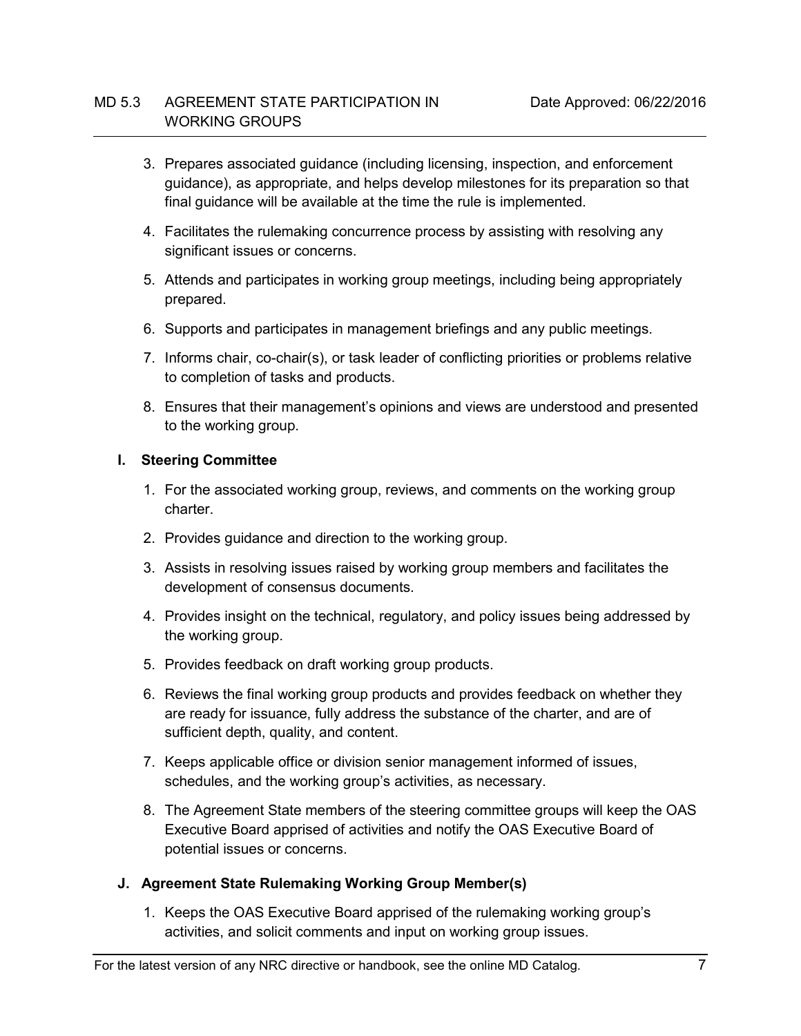3. Prepares associated guidance (including licensing, inspection, and enforcement guidance), as appropriate, and helps develop milestones for its preparation so that final guidance will be available at the time the rule is implemented.
4. Facilitates the rulemaking concurrence process by assisting with resolving any significant issues or concerns.
5. Attends and participates in working group meetings, including being appropriately prepared.
6. Supports and participates in management briefings and any public meetings.
7. Informs chair, co-chair(s), or task leader of conflicting priorities or problems relative to completion of tasks and products.
8. Ensures that their management's opinions and views are understood and presented to the working group.

### I. Steering Committee

1. For the associated working group, reviews, and comments on the working group charter.
2. Provides guidance and direction to the working group.
3. Assists in resolving issues raised by working group members and facilitates the development of consensus documents.
4. Provides insight on the technical, regulatory, and policy issues being addressed by the working group.
5. Provides feedback on draft working group products.
6. Reviews the final working group products and provides feedback on whether they are ready for issuance, fully address the substance of the charter, and are of sufficient depth, quality, and content.
7. Keeps applicable office or division senior management informed of issues, schedules, and the working group's activities, as necessary.
8. The Agreement State members of the steering committee groups will keep the OAS Executive Board apprised of activities and notify the OAS Executive Board of potential issues or concerns.

### J. Agreement State Rulemaking Working Group Member(s)

1. Keeps the OAS Executive Board apprised of the rulemaking working group's activities, and solicit comments and input on working group issues.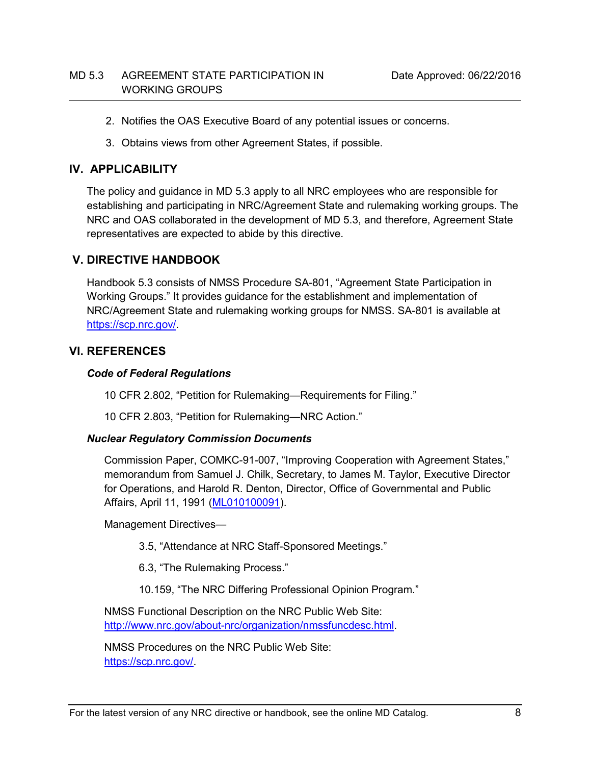2. Notifies the OAS Executive Board of any potential issues or concerns.

3. Obtains views from other Agreement States, if possible.

## IV. APPLICABILITY

The policy and guidance in MD 5.3 apply to all NRC employees who are responsible for establishing and participating in NRC/Agreement State and rulemaking working groups. The NRC and OAS collaborated in the development of MD 5.3, and therefore, Agreement State representatives are expected to abide by this directive.

## V. DIRECTIVE HANDBOOK

Handbook 5.3 consists of NMSS Procedure SA-801, "Agreement State Participation in Working Groups." It provides guidance for the establishment and implementation of NRC/Agreement State and rulemaking working groups for NMSS. SA-801 is available at https://scp.nrc.gov/.

## VI. REFERENCES

***Code of Federal Regulations***

10 CFR 2.802, "Petition for Rulemaking—Requirements for Filing."

10 CFR 2.803, "Petition for Rulemaking—NRC Action."

***Nuclear Regulatory Commission Documents***

Commission Paper, COMKC-91-007, "Improving Cooperation with Agreement States," memorandum from Samuel J. Chilk, Secretary, to James M. Taylor, Executive Director for Operations, and Harold R. Denton, Director, Office of Governmental and Public Affairs, April 11, 1991 (ML010100091).

Management Directives—

3.5, "Attendance at NRC Staff-Sponsored Meetings."

6.3, "The Rulemaking Process."

10.159, "The NRC Differing Professional Opinion Program."

NMSS Functional Description on the NRC Public Web Site: http://www.nrc.gov/about-nrc/organization/nmssfuncdesc.html.

NMSS Procedures on the NRC Public Web Site: https://scp.nrc.gov/.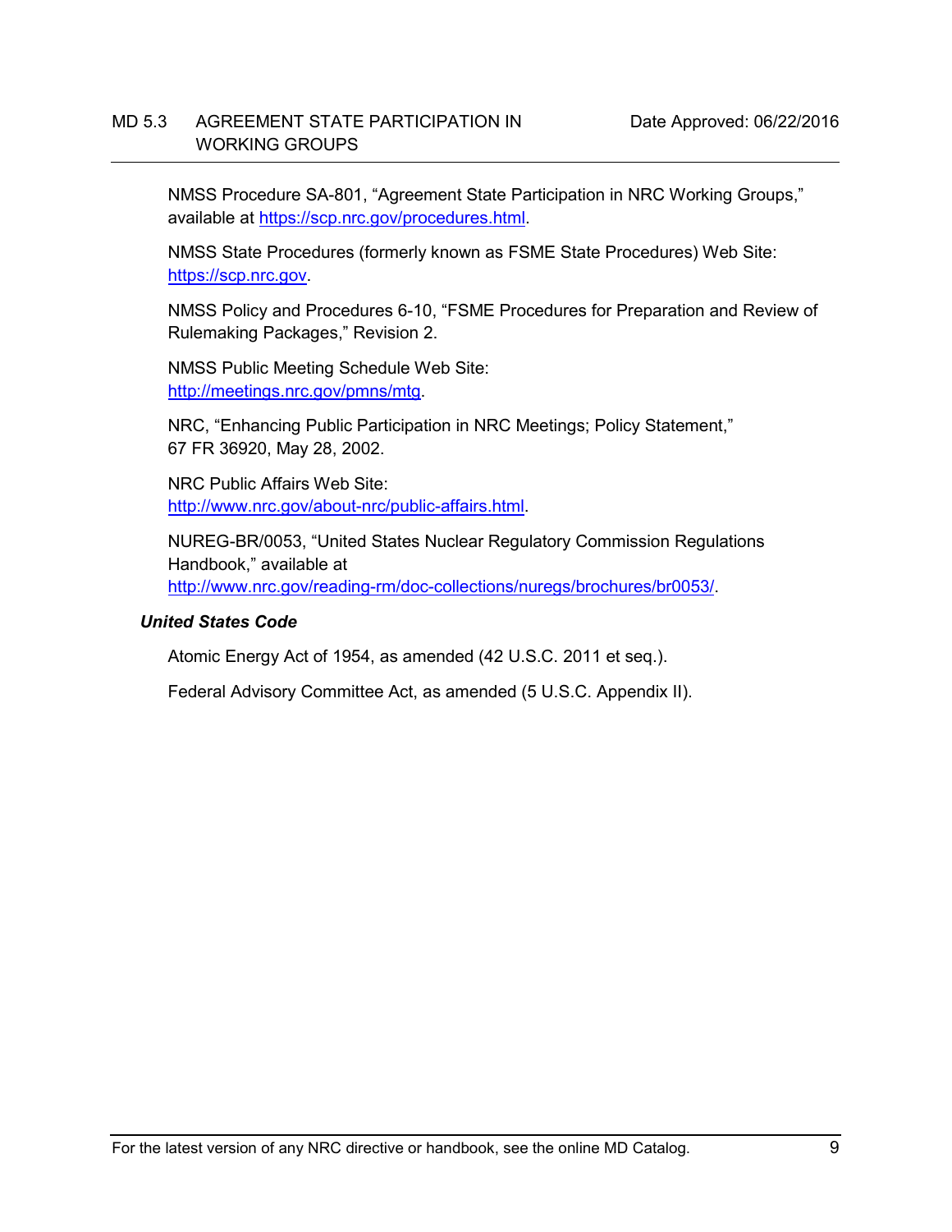NMSS Procedure SA-801, "Agreement State Participation in NRC Working Groups," available at [https://scp.nrc.gov/procedures.html](https://scp.nrc.gov/procedures.html).

NMSS State Procedures (formerly known as FSME State Procedures) Web Site: [https://scp.nrc.gov](https://scp.nrc.gov).

NMSS Policy and Procedures 6-10, "FSME Procedures for Preparation and Review of Rulemaking Packages," Revision 2.

NMSS Public Meeting Schedule Web Site: [http://meetings.nrc.gov/pmns/mtg](http://meetings.nrc.gov/pmns/mtg).

NRC, "Enhancing Public Participation in NRC Meetings; Policy Statement," 67 FR 36920, May 28, 2002.

NRC Public Affairs Web Site: [http://www.nrc.gov/about-nrc/public-affairs.html](http://www.nrc.gov/about-nrc/public-affairs.html).

NUREG-BR/0053, "United States Nuclear Regulatory Commission Regulations Handbook," available at [http://www.nrc.gov/reading-rm/doc-collections/nuregs/brochures/br0053/](http://www.nrc.gov/reading-rm/doc-collections/nuregs/brochures/br0053/).

***United States Code***

Atomic Energy Act of 1954, as amended (42 U.S.C. 2011 et seq.).

Federal Advisory Committee Act, as amended (5 U.S.C. Appendix II).